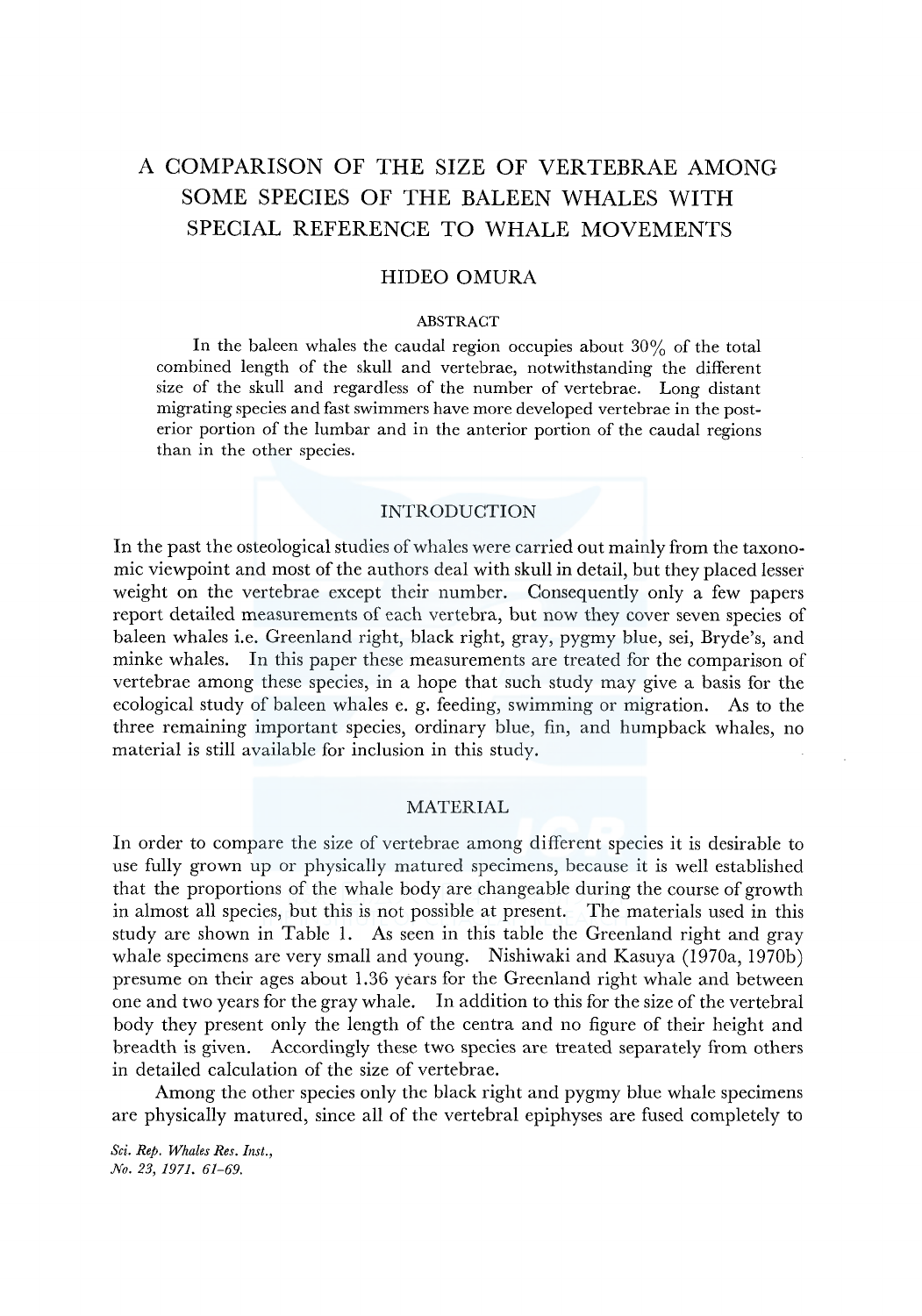# A COMPARISON OF THE SIZE OF VERTEBRAE AMONG SOME SPECIES OF THE BALEEN WHALES WITH SPECIAL REFERENCE TO WHALE MOVEMENTS

HIDEO OMURA

## ABSTRACT

In the baleen whales the caudal region occupies about 30% of the total combined length of the skull and vertebrae, notwithstanding the different size of the skull and regardless of the number of vertebrae. Long distant migrating species and fast swimmers have more developed vertebrae in the posterior portion of the lumbar and in the anterior portion of the caudal regions than in the other species.

## INTRODUCTION

In the past the osteological studies of whales were carried out mainly from the taxonomic viewpoint and most of the authors deal with skull in detail, but they placed lesser weight on the vertebrae except their number. Consequently only a few papers report detailed measurements of each vertebra, but now they cover seven species of baleen whales i.e. Greenland right, black right, gray, pygmy blue, sei, Bryde's, and minke whales. In this paper these measurements are treated for the comparison of vertebrae among these species, in a hope that such study may give a basis for the ecological study of baleen whales e. g. feeding, swimming or migration. As to the three remaining important species, ordinary blue, fin, and humpback whales, no material is still available for inclusion in this study.

## MATERIAL

In order to compare the size of vertebrae among different species it is desirable to use fully grown up or physically matured specimens, because it is well established that the proportions of the whale body are changeable during the course of growth in almost all species, but this is not possible at present. The materials used in this study are shown in Table 1. As seen in this table the Greenland right and gray whale specimens are very small and young. Nishiwaki and Kasuya (1970a, 1970b) presume on their ages about 1.36 years for the Greenland right whale and between one and two years for the gray whale. In addition to this for the size of the vertebral body they present only the length of the centra and no figure of their height and breadth is given. Accordingly these two species are treated separately from others in detailed calculation of the size of vertebrae.

Among the other species only the black right and pygmy blue whale specimens are physically matured, since all of the vertebral epiphyses are fused completely to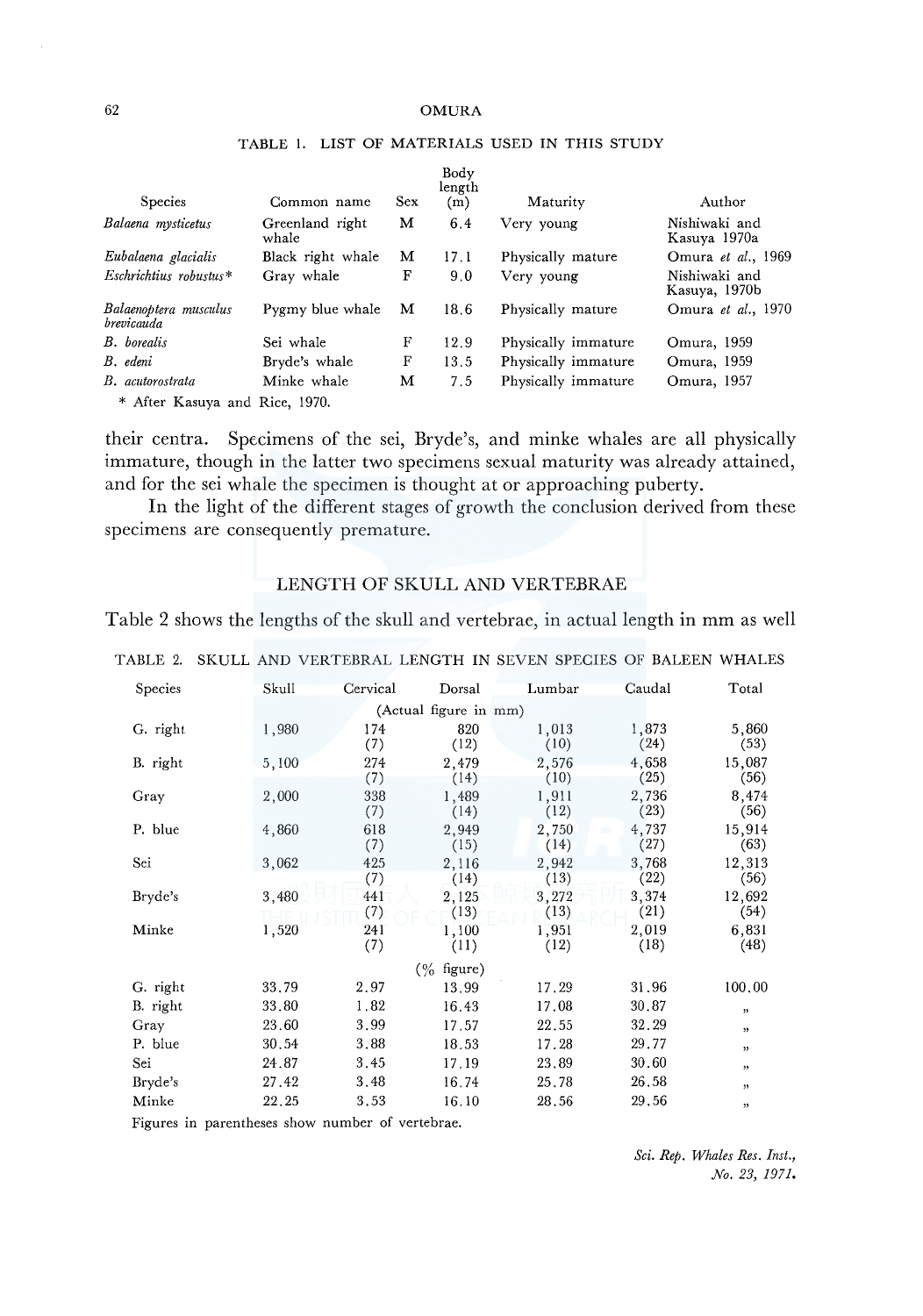TABLE 1. LIST OF MATERIALS USED IN THIS STUDY

| Species | Common name | Sex | Body length (m) | Maturity | Author |
|---|---|---|---|---|---|
| *Balaena mysticetus* | Greenland right whale | M | 6.4 | Very young | Nishiwaki and Kasuya 1970a |
| *Eubalaena glacialis* | Black right whale | M | 17.1 | Physically mature | Omura *et al.*, 1969 |
| *Eschrichtius robustus*\* | Gray whale | F | 9.0 | Very young | Nishiwaki and Kasuya, 1970b |
| *Balaenoptera musculus brevicauda* | Pygmy blue whale | M | 18.6 | Physically mature | Omura *et al.*, 1970 |
| *B. borealis* | Sei whale | F | 12.9 | Physically immature | Omura, 1959 |
| *B. edeni* | Bryde's whale | F | 13.5 | Physically immature | Omura, 1959 |
| *B. acutorostrata* | Minke whale | M | 7.5 | Physically immature | Omura, 1957 |

\* After Kasuya and Rice, 1970.

their centra. Specimens of the sei, Bryde's, and minke whales are all physically immature, though in the latter two specimens sexual maturity was already attained, and for the sei whale the specimen is thought at or approaching puberty.

In the light of the different stages of growth the conclusion derived from these specimens are consequently premature.

## LENGTH OF SKULL AND VERTEBRAE

Table 2 shows the lengths of the skull and vertebrae, in actual length in mm as well

TABLE 2. SKULL AND VERTEBRAL LENGTH IN SEVEN SPECIES OF BALEEN WHALES

| Species | Skull | Cervical | Dorsal | Lumbar | Caudal | Total |
|---|---|---|---|---|---|---|
| | | | (Actual figure in mm) | | | |
| G. right | 1,980 | 174 (7) | 820 (12) | 1,013 (10) | 1,873 (24) | 5,860 (53) |
| B. right | 5,100 | 274 (7) | 2,479 (14) | 2,576 (10) | 4,658 (25) | 15,087 (56) |
| Gray | 2,000 | 338 (7) | 1,489 (14) | 1,911 (12) | 2,736 (23) | 8,474 (56) |
| P. blue | 4,860 | 618 (7) | 2,949 (15) | 2,750 (14) | 4,737 (27) | 15,914 (63) |
| Sei | 3,062 | 425 (7) | 2,116 (14) | 2,942 (13) | 3,768 (22) | 12,313 (56) |
| Bryde's | 3,480 | 441 (7) | 2,125 (13) | 3,272 (13) | 3,374 (21) | 12,692 (54) |
| Minke | 1,520 | 241 (7) | 1,100 (11) | 1,951 (12) | 2,019 (18) | 6,831 (48) |
| | | | (% figure) | | | |
| G. right | 33.79 | 2.97 | 13.99 | 17.29 | 31.96 | 100.00 |
| B. right | 33.80 | 1.82 | 16.43 | 17.08 | 30.87 | " |
| Gray | 23.60 | 3.99 | 17.57 | 22.55 | 32.29 | " |
| P. blue | 30.54 | 3.88 | 18.53 | 17.28 | 29.77 | " |
| Sei | 24.87 | 3.45 | 17.19 | 23.89 | 30.60 | " |
| Bryde's | 27.42 | 3.48 | 16.74 | 25.78 | 26.58 | " |
| Minke | 22.25 | 3.53 | 16.10 | 28.56 | 29.56 | " |

Figures in parentheses show number of vertebrae.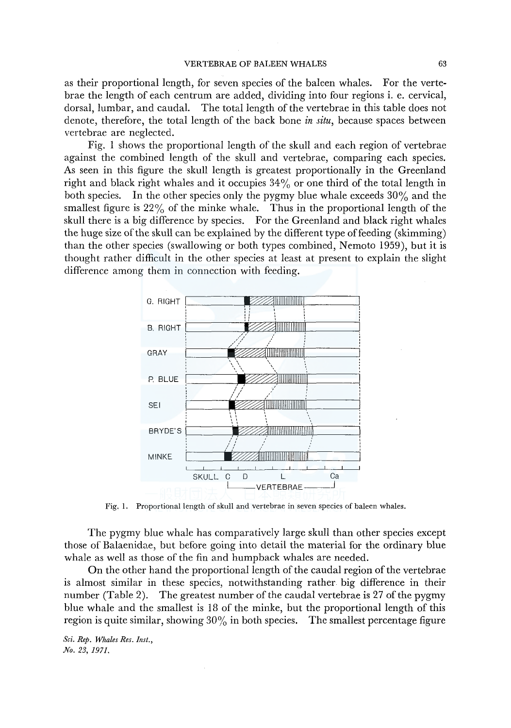as their proportional length, for seven species of the baleen whales. For the vertebrae the length of each centrum are added, dividing into four regions i. e. cervical, dorsal, lumbar, and caudal. The total length of the vertebrae in this table does not denote, therefore, the total length of the back bone *in situ*, because spaces between vertebrae are neglected.

Fig. 1 shows the proportional length of the skull and each region of vertebrae against the combined length of the skull and vertebrae, comparing each species. As seen in this figure the skull length is greatest proportionally in the Greenland right and black right whales and it occupies 34% or one third of the total length in both species. In the other species only the pygmy blue whale exceeds 30% and the smallest figure is 22% of the minke whale. Thus in the proportional length of the skull there is a big difference by species. For the Greenland and black right whales the huge size of the skull can be explained by the different type of feeding (skimming) than the other species (swallowing or both types combined, Nemoto 1959), but it is thought rather difficult in the other species at least at present to explain the slight difference among them in connection with feeding.

Fig. 1. Proportional length of skull and vertebrae in seven species of baleen whales.

The pygmy blue whale has comparatively large skull than other species except those of Balaenidae, but before going into detail the material for the ordinary blue whale as well as those of the fin and humpback whales are needed.

On the other hand the proportional length of the caudal region of the vertebrae is almost similar in these species, notwithstanding rather big difference in their number (Table 2). The greatest number of the caudal vertebrae is 27 of the pygmy blue whale and the smallest is 18 of the minke, but the proportional length of this region is quite similar, showing 30% in both species. The smallest percentage figure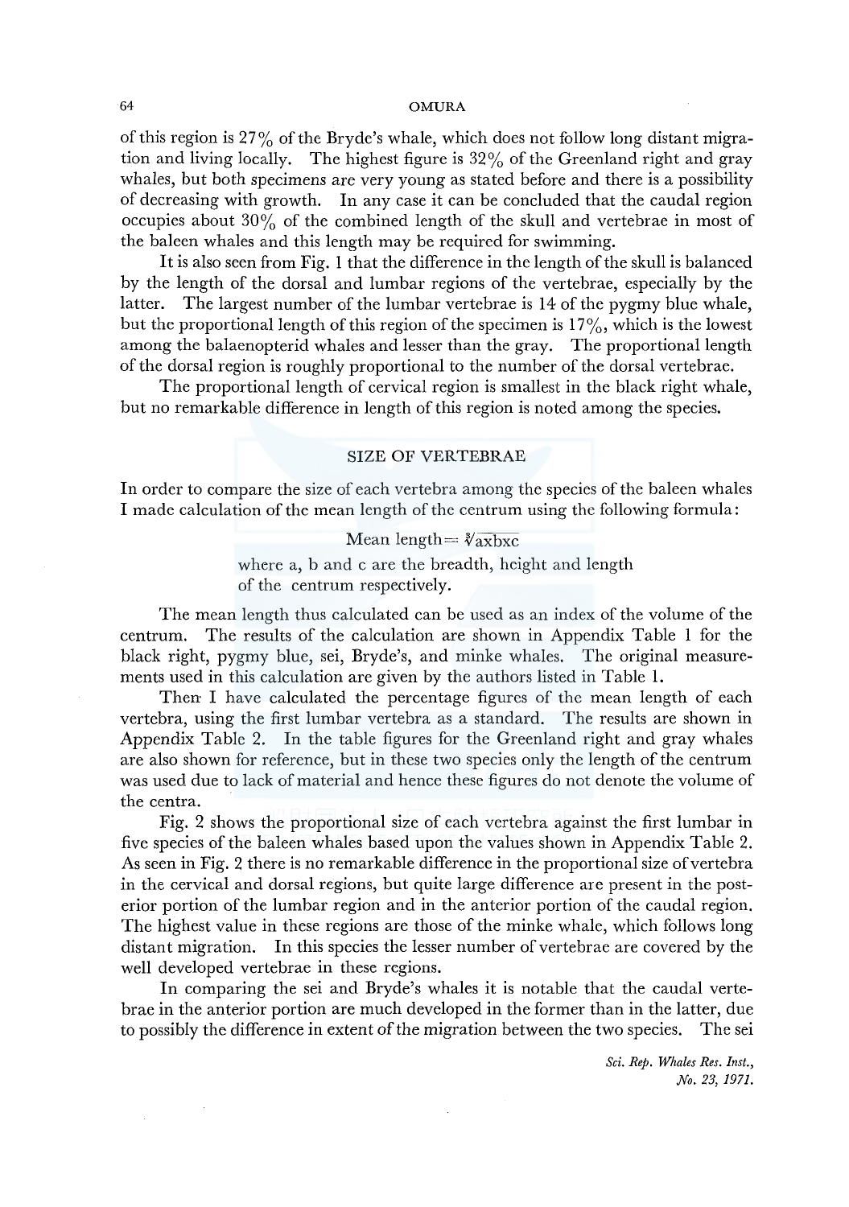of this region is 27% of the Bryde's whale, which does not follow long distant migration and living locally. The highest figure is 32% of the Greenland right and gray whales, but both specimens are very young as stated before and there is a possibility of decreasing with growth. In any case it can be concluded that the caudal region occupies about 30% of the combined length of the skull and vertebrae in most of the baleen whales and this length may be required for swimming.

It is also seen from Fig. 1 that the difference in the length of the skull is balanced by the length of the dorsal and lumbar regions of the vertebrae, especially by the latter. The largest number of the lumbar vertebrae is 14 of the pygmy blue whale, but the proportional length of this region of the specimen is 17%, which is the lowest among the balaenopterid whales and lesser than the gray. The proportional length of the dorsal region is roughly proportional to the number of the dorsal vertebrae.

The proportional length of cervical region is smallest in the black right whale, but no remarkable difference in length of this region is noted among the species.

## SIZE OF VERTEBRAE

In order to compare the size of each vertebra among the species of the baleen whales I made calculation of the mean length of the centrum using the following formula:

$$\text{Mean length} = \sqrt[3]{a \times b \times c}$$

where a, b and c are the breadth, height and length of the centrum respectively.

The mean length thus calculated can be used as an index of the volume of the centrum. The results of the calculation are shown in Appendix Table 1 for the black right, pygmy blue, sei, Bryde's, and minke whales. The original measurements used in this calculation are given by the authors listed in Table 1.

Then I have calculated the percentage figures of the mean length of each vertebra, using the first lumbar vertebra as a standard. The results are shown in Appendix Table 2. In the table figures for the Greenland right and gray whales are also shown for reference, but in these two species only the length of the centrum was used due to lack of material and hence these figures do not denote the volume of the centra.

Fig. 2 shows the proportional size of each vertebra against the first lumbar in five species of the baleen whales based upon the values shown in Appendix Table 2. As seen in Fig. 2 there is no remarkable difference in the proportional size of vertebra in the cervical and dorsal regions, but quite large difference are present in the posterior portion of the lumbar region and in the anterior portion of the caudal region. The highest value in these regions are those of the minke whale, which follows long distant migration. In this species the lesser number of vertebrae are covered by the well developed vertebrae in these regions.

In comparing the sei and Bryde's whales it is notable that the caudal vertebrae in the anterior portion are much developed in the former than in the latter, due to possibly the difference in extent of the migration between the two species. The sei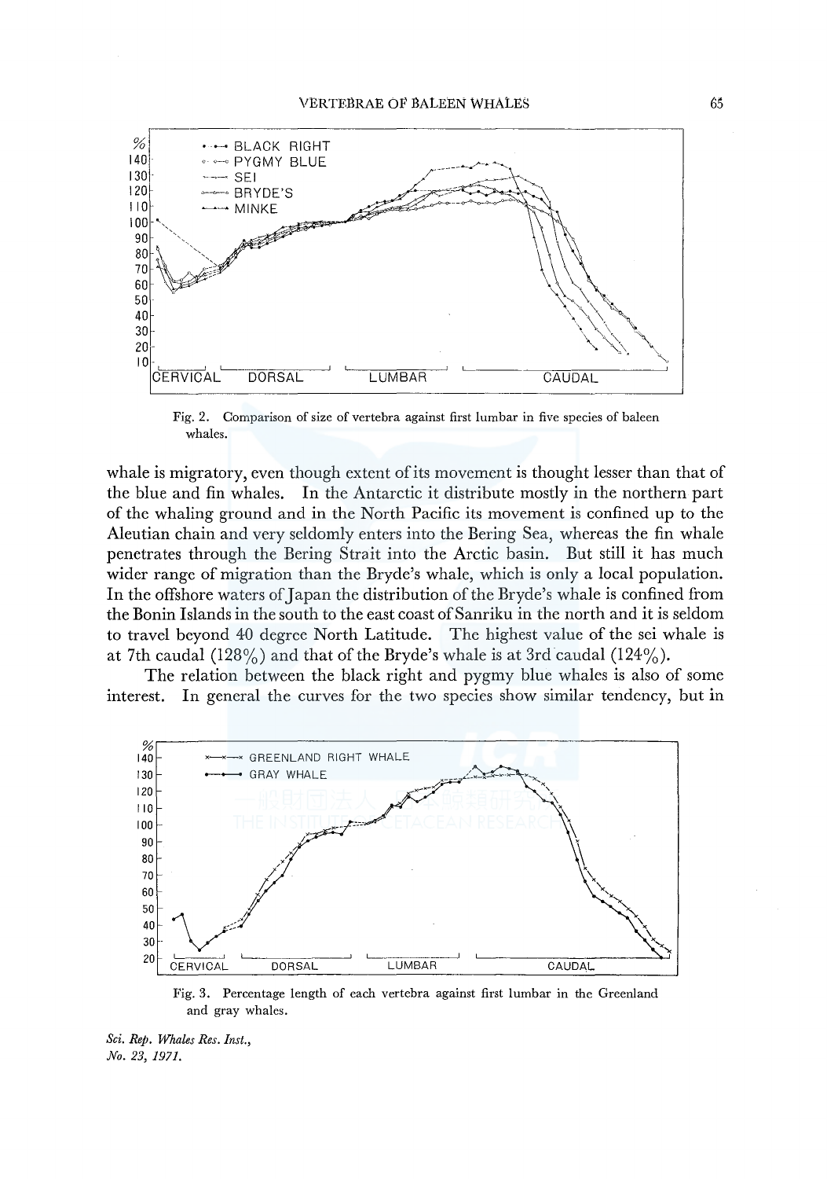Fig. 2. Comparison of size of vertebra against first lumbar in five species of baleen whales.

whale is migratory, even though extent of its movement is thought lesser than that of the blue and fin whales. In the Antarctic it distribute mostly in the northern part of the whaling ground and in the North Pacific its movement is confined up to the Aleutian chain and very seldomly enters into the Bering Sea, whereas the fin whale penetrates through the Bering Strait into the Arctic basin. But still it has much wider range of migration than the Bryde's whale, which is only a local population. In the offshore waters of Japan the distribution of the Bryde's whale is confined from the Bonin Islands in the south to the east coast of Sanriku in the north and it is seldom to travel beyond 40 degree North Latitude. The highest value of the sei whale is at 7th caudal (128%) and that of the Bryde's whale is at 3rd caudal (124%).

The relation between the black right and pygmy blue whales is also of some interest. In general the curves for the two species show similar tendency, but in

Fig. 3. Percentage length of each vertebra against first lumbar in the Greenland and gray whales.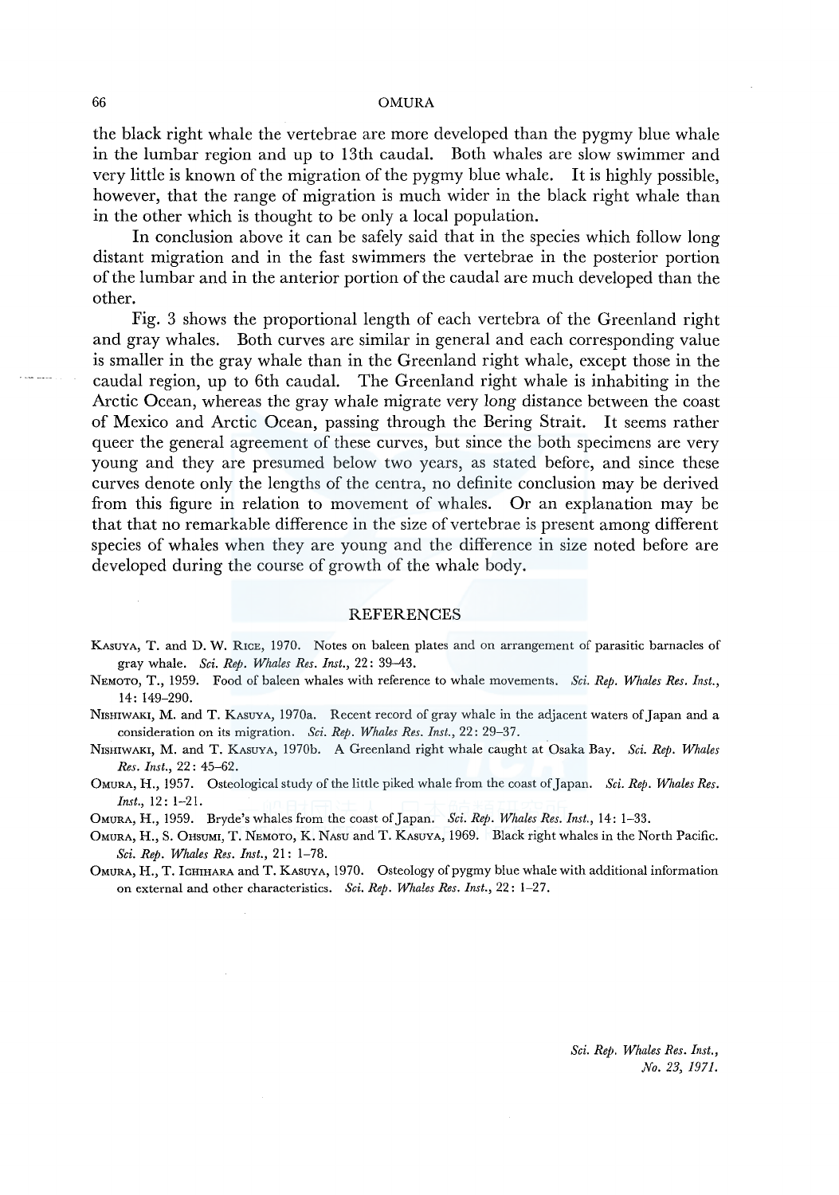the black right whale the vertebrae are more developed than the pygmy blue whale in the lumbar region and up to 13th caudal. Both whales are slow swimmer and very little is known of the migration of the pygmy blue whale. It is highly possible, however, that the range of migration is much wider in the black right whale than in the other which is thought to be only a local population.

In conclusion above it can be safely said that in the species which follow long distant migration and in the fast swimmers the vertebrae in the posterior portion of the lumbar and in the anterior portion of the caudal are much developed than the other.

Fig. 3 shows the proportional length of each vertebra of the Greenland right and gray whales. Both curves are similar in general and each corresponding value is smaller in the gray whale than in the Greenland right whale, except those in the caudal region, up to 6th caudal. The Greenland right whale is inhabiting in the Arctic Ocean, whereas the gray whale migrate very long distance between the coast of Mexico and Arctic Ocean, passing through the Bering Strait. It seems rather queer the general agreement of these curves, but since the both specimens are very young and they are presumed below two years, as stated before, and since these curves denote only the lengths of the centra, no definite conclusion may be derived from this figure in relation to movement of whales. Or an explanation may be that that no remarkable difference in the size of vertebrae is present among different species of whales when they are young and the difference in size noted before are developed during the course of growth of the whale body.

## REFERENCES

KASUYA, T. and D. W. RICE, 1970. Notes on baleen plates and on arrangement of parasitic barnacles of gray whale. *Sci. Rep. Whales Res. Inst.*, 22: 39–43.

NEMOTO, T., 1959. Food of baleen whales with reference to whale movements. *Sci. Rep. Whales Res. Inst.*, 14: 149–290.

NISHIWAKI, M. and T. KASUYA, 1970a. Recent record of gray whale in the adjacent waters of Japan and a consideration on its migration. *Sci. Rep. Whales Res. Inst.*, 22: 29–37.

NISHIWAKI, M. and T. KASUYA, 1970b. A Greenland right whale caught at Osaka Bay. *Sci. Rep. Whales Res. Inst.*, 22: 45–62.

OMURA, H., 1957. Osteological study of the little piked whale from the coast of Japan. *Sci. Rep. Whales Res. Inst.*, 12: 1–21.

OMURA, H., 1959. Bryde's whales from the coast of Japan. *Sci. Rep. Whales Res. Inst.*, 14: 1–33.

OMURA, H., S. OHSUMI, T. NEMOTO, K. NASU and T. KASUYA, 1969. Black right whales in the North Pacific. *Sci. Rep. Whales Res. Inst.*, 21: 1–78.

OMURA, H., T. ICHIHARA and T. KASUYA, 1970. Osteology of pygmy blue whale with additional information on external and other characteristics. *Sci. Rep. Whales Res. Inst.*, 22: 1–27.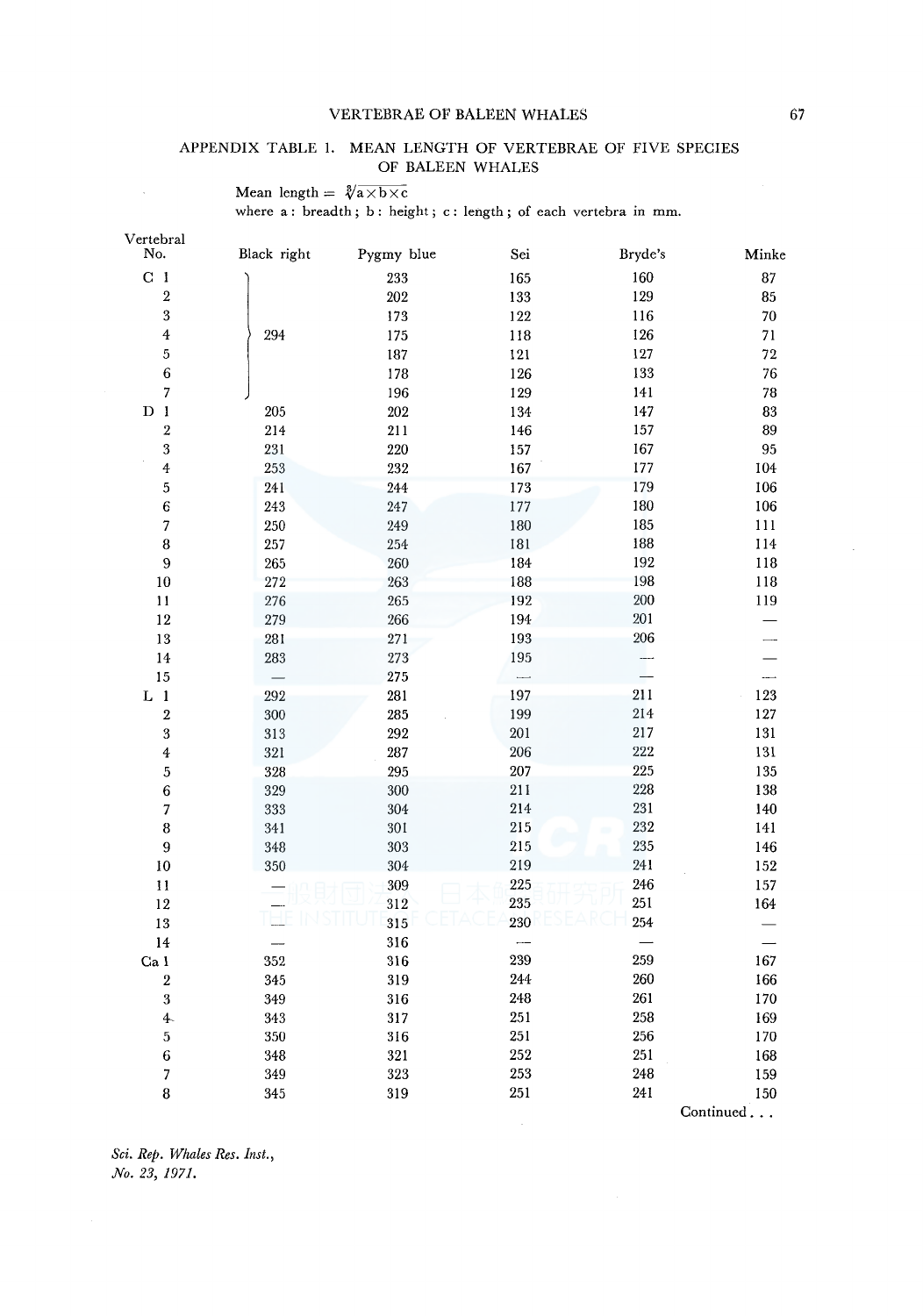APPENDIX TABLE 1. MEAN LENGTH OF VERTEBRAE OF FIVE SPECIES OF BALEEN WHALES

Mean length $= \sqrt[3]{a \times b \times c}$
where a: breadth; b: height; c: length; of each vertebra in mm.

| Vertebral No. | Black right | Pygmy blue | Sei | Bryde's | Minke |
|---|---|---|---|---|---|
| C 1 | 294 | 233 | 165 | 160 | 87 |
| 2 | | 202 | 133 | 129 | 85 |
| 3 | | 173 | 122 | 116 | 70 |
| 4 | | 175 | 118 | 126 | 71 |
| 5 | | 187 | 121 | 127 | 72 |
| 6 | | 178 | 126 | 133 | 76 |
| 7 | | 196 | 129 | 141 | 78 |
| D 1 | 205 | 202 | 134 | 147 | 83 |
| 2 | 214 | 211 | 146 | 157 | 89 |
| 3 | 231 | 220 | 157 | 167 | 95 |
| 4 | 253 | 232 | 167 | 177 | 104 |
| 5 | 241 | 244 | 173 | 179 | 106 |
| 6 | 243 | 247 | 177 | 180 | 106 |
| 7 | 250 | 249 | 180 | 185 | 111 |
| 8 | 257 | 254 | 181 | 188 | 114 |
| 9 | 265 | 260 | 184 | 192 | 118 |
| 10 | 272 | 263 | 188 | 198 | 118 |
| 11 | 276 | 265 | 192 | 200 | 119 |
| 12 | 279 | 266 | 194 | 201 | — |
| 13 | 281 | 271 | 193 | 206 | — |
| 14 | 283 | 273 | 195 | — | — |
| 15 | — | 275 | — | — | — |
| L 1 | 292 | 281 | 197 | 211 | 123 |
| 2 | 300 | 285 | 199 | 214 | 127 |
| 3 | 313 | 292 | 201 | 217 | 131 |
| 4 | 321 | 287 | 206 | 222 | 131 |
| 5 | 328 | 295 | 207 | 225 | 135 |
| 6 | 329 | 300 | 211 | 228 | 138 |
| 7 | 333 | 304 | 214 | 231 | 140 |
| 8 | 341 | 301 | 215 | 232 | 141 |
| 9 | 348 | 303 | 215 | 235 | 146 |
| 10 | 350 | 304 | 219 | 241 | 152 |
| 11 | — | 309 | 225 | 246 | 157 |
| 12 | — | 312 | 235 | 251 | 164 |
| 13 | — | 315 | 230 | 254 | — |
| 14 | — | 316 | — | — | — |
| Ca 1 | 352 | 316 | 239 | 259 | 167 |
| 2 | 345 | 319 | 244 | 260 | 166 |
| 3 | 349 | 316 | 248 | 261 | 170 |
| 4 | 343 | 317 | 251 | 258 | 169 |
| 5 | 350 | 316 | 251 | 256 | 170 |
| 6 | 348 | 321 | 252 | 251 | 168 |
| 7 | 349 | 323 | 253 | 248 | 159 |
| 8 | 345 | 319 | 251 | 241 | 150 |

Continued . . .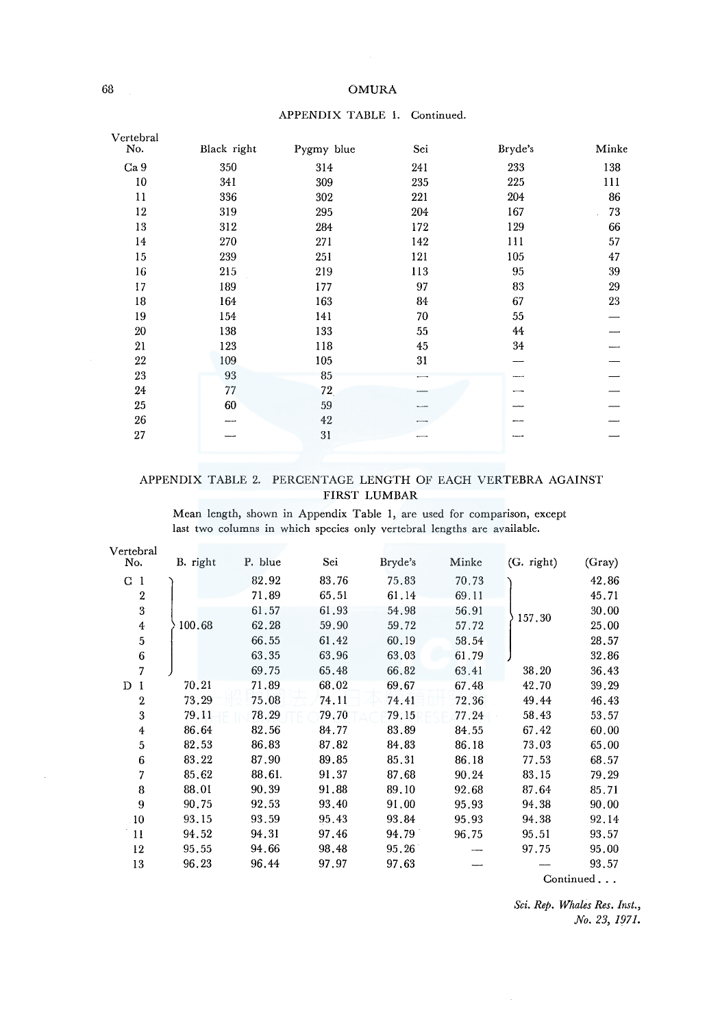APPENDIX TABLE 1. Continued.

| Vertebral No. | Black right | Pygmy blue | Sei | Bryde's | Minke |
|---|---|---|---|---|---|
| Ca 9 | 350 | 314 | 241 | 233 | 138 |
| 10 | 341 | 309 | 235 | 225 | 111 |
| 11 | 336 | 302 | 221 | 204 | 86 |
| 12 | 319 | 295 | 204 | 167 | 73 |
| 13 | 312 | 284 | 172 | 129 | 66 |
| 14 | 270 | 271 | 142 | 111 | 57 |
| 15 | 239 | 251 | 121 | 105 | 47 |
| 16 | 215 | 219 | 113 | 95 | 39 |
| 17 | 189 | 177 | 97 | 83 | 29 |
| 18 | 164 | 163 | 84 | 67 | 23 |
| 19 | 154 | 141 | 70 | 55 | — |
| 20 | 138 | 133 | 55 | 44 | — |
| 21 | 123 | 118 | 45 | 34 | — |
| 22 | 109 | 105 | 31 | — | — |
| 23 | 93 | 85 | — | — | — |
| 24 | 77 | 72 | — | — | — |
| 25 | 60 | 59 | — | — | — |
| 26 | — | 42 | — | — | — |
| 27 | — | 31 | — | — | — |

APPENDIX TABLE 2. PERCENTAGE LENGTH OF EACH VERTEBRA AGAINST FIRST LUMBAR

Mean length, shown in Appendix Table 1, are used for comparison, except last two columns in which species only vertebral lengths are available.

| Vertebral No. | B. right | P. blue | Sei | Bryde's | Minke | (G. right) | (Gray) |
|---|---|---|---|---|---|---|---|
| C 1 | 100.68 (C 1–7) | 82.92 | 83.76 | 75.83 | 70.73 | 157.30 (C 1–6) | 42.86 |
| 2 | | 71.89 | 65.51 | 61.14 | 69.11 | | 45.71 |
| 3 | | 61.57 | 61.93 | 54.98 | 56.91 | | 30.00 |
| 4 | | 62.28 | 59.90 | 59.72 | 57.72 | | 25.00 |
| 5 | | 66.55 | 61.42 | 60.19 | 58.54 | | 28.57 |
| 6 | | 63.35 | 63.96 | 63.03 | 61.79 | | 32.86 |
| 7 | | 69.75 | 65.48 | 66.82 | 63.41 | 38.20 | 36.43 |
| D 1 | 70.21 | 71.89 | 68.02 | 69.67 | 67.48 | 42.70 | 39.29 |
| 2 | 73.29 | 75.08 | 74.11 | 74.41 | 72.36 | 49.44 | 46.43 |
| 3 | 79.11 | 78.29 | 79.70 | 79.15 | 77.24 | 58.43 | 53.57 |
| 4 | 86.64 | 82.56 | 84.77 | 83.89 | 84.55 | 67.42 | 60.00 |
| 5 | 82.53 | 86.83 | 87.82 | 84.83 | 86.18 | 73.03 | 65.00 |
| 6 | 83.22 | 87.90 | 89.85 | 85.31 | 86.18 | 77.53 | 68.57 |
| 7 | 85.62 | 88.61 | 91.37 | 87.68 | 90.24 | 83.15 | 79.29 |
| 8 | 88.01 | 90.39 | 91.88 | 89.10 | 92.68 | 87.64 | 85.71 |
| 9 | 90.75 | 92.53 | 93.40 | 91.00 | 95.93 | 94.38 | 90.00 |
| 10 | 93.15 | 93.59 | 95.43 | 93.84 | 95.93 | 94.38 | 92.14 |
| 11 | 94.52 | 94.31 | 97.46 | 94.79 | 96.75 | 95.51 | 93.57 |
| 12 | 95.55 | 94.66 | 98.48 | 95.26 | — | 97.75 | 95.00 |
| 13 | 96.23 | 96.44 | 97.97 | 97.63 | — | — | 93.57 |

Continued . . .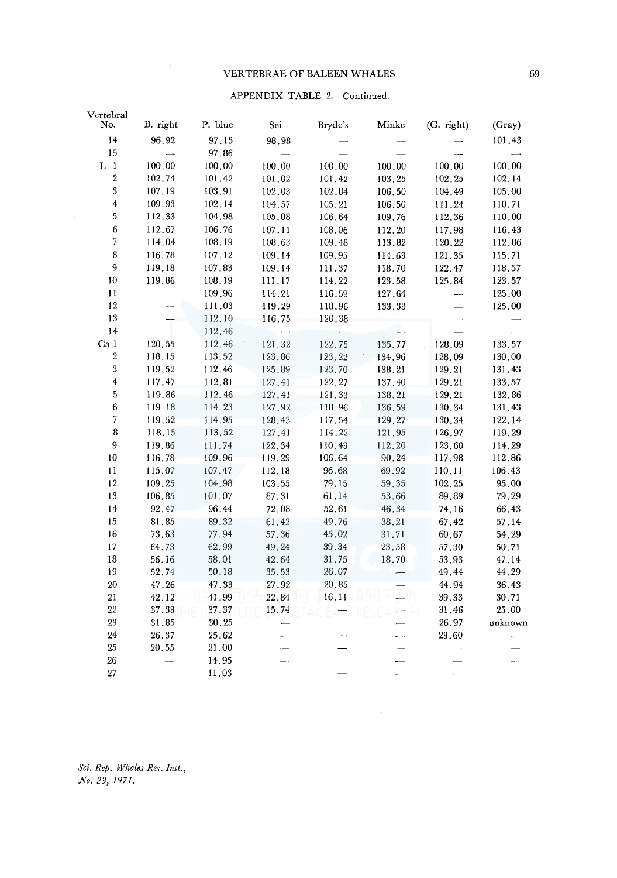APPENDIX TABLE 2. Continued.

| Vertebral No. | B. right | P. blue | Sei | Bryde's | Minke | (G. right) | (Gray) |
|---|---|---|---|---|---|---|---|
| 14 | 96.92 | 97.15 | 98.98 | — | — | — | 101.43 |
| 15 | — | 97.86 | — | — | — | — | — |
| L 1 | 100.00 | 100.00 | 100.00 | 100.00 | 100.00 | 100.00 | 100.00 |
| 2 | 102.74 | 101.42 | 101.02 | 101.42 | 103.25 | 102.25 | 102.14 |
| 3 | 107.19 | 103.91 | 102.03 | 102.84 | 106.50 | 104.49 | 105.00 |
| 4 | 109.93 | 102.14 | 104.57 | 105.21 | 106.50 | 111.24 | 110.71 |
| 5 | 112.33 | 104.98 | 105.08 | 106.64 | 109.76 | 112.36 | 110.00 |
| 6 | 112.67 | 106.76 | 107.11 | 108.06 | 112.20 | 117.98 | 116.43 |
| 7 | 114.04 | 108.19 | 108.63 | 109.48 | 113.82 | 120.22 | 112.86 |
| 8 | 116.78 | 107.12 | 109.14 | 109.95 | 114.63 | 121.35 | 115.71 |
| 9 | 119.18 | 107.83 | 109.14 | 111.37 | 118.70 | 122.47 | 118.57 |
| 10 | 119.86 | 108.19 | 111.17 | 114.22 | 123.58 | 125.84 | 123.57 |
| 11 | — | 109.96 | 114.21 | 116.59 | 127.64 | — | 125.00 |
| 12 | — | 111.03 | 119.29 | 118.96 | 133.33 | — | 125.00 |
| 13 | — | 112.10 | 116.75 | 120.38 | — | — | — |
| 14 | — | 112.46 | — | — | — | — | — |
| Ca 1 | 120.55 | 112.46 | 121.32 | 122.75 | 135.77 | 128.09 | 133.57 |
| 2 | 118.15 | 113.52 | 123.86 | 123.22 | 134.96 | 128.09 | 130.00 |
| 3 | 119.52 | 112.46 | 125.89 | 123.70 | 138.21 | 129.21 | 131.43 |
| 4 | 117.47 | 112.81 | 127.41 | 122.27 | 137.40 | 129.21 | 133.57 |
| 5 | 119.86 | 112.46 | 127.41 | 121.33 | 138.21 | 129.21 | 132.86 |
| 6 | 119.18 | 114.23 | 127.92 | 118.96 | 136.59 | 130.34 | 131.43 |
| 7 | 119.52 | 114.95 | 128.43 | 117.54 | 129.27 | 130.34 | 122.14 |
| 8 | 118.15 | 113.52 | 127.41 | 114.22 | 121.95 | 126.97 | 119.29 |
| 9 | 119.86 | 111.74 | 122.34 | 110.43 | 112.20 | 123.60 | 114.29 |
| 10 | 116.78 | 109.96 | 119.29 | 106.64 | 90.24 | 117.98 | 112.86 |
| 11 | 115.07 | 107.47 | 112.18 | 96.68 | 69.92 | 110.11 | 106.43 |
| 12 | 109.25 | 104.98 | 103.55 | 79.15 | 59.35 | 102.25 | 95.00 |
| 13 | 106.85 | 101.07 | 87.31 | 61.14 | 53.66 | 89.89 | 79.29 |
| 14 | 92.47 | 96.44 | 72.08 | 52.61 | 46.34 | 74.16 | 66.43 |
| 15 | 81.85 | 89.32 | 61.42 | 49.76 | 38.21 | 67.42 | 57.14 |
| 16 | 73.63 | 77.94 | 57.36 | 45.02 | 31.71 | 60.67 | 54.29 |
| 17 | 64.73 | 62.99 | 49.24 | 39.34 | 23.58 | 57.30 | 50.71 |
| 18 | 56.16 | 58.01 | 42.64 | 31.75 | 18.70 | 53.93 | 47.14 |
| 19 | 52.74 | 50.18 | 35.53 | 26.07 | — | 49.44 | 44.29 |
| 20 | 47.26 | 47.33 | 27.92 | 20.85 | — | 44.94 | 36.43 |
| 21 | 42.12 | 41.99 | 22.84 | 16.11 | — | 39.33 | 30.71 |
| 22 | 37.33 | 37.37 | 15.74 | — | — | 31.46 | 25.00 |
| 23 | 31.85 | 30.25 | — | — | — | 26.97 | unknown |
| 24 | 26.37 | 25.62 | — | — | — | 23.60 | — |
| 25 | 20.55 | 21.00 | — | — | — | — | — |
| 26 | — | 14.95 | — | — | — | — | — |
| 27 | — | 11.03 | — | — | — | — | — |